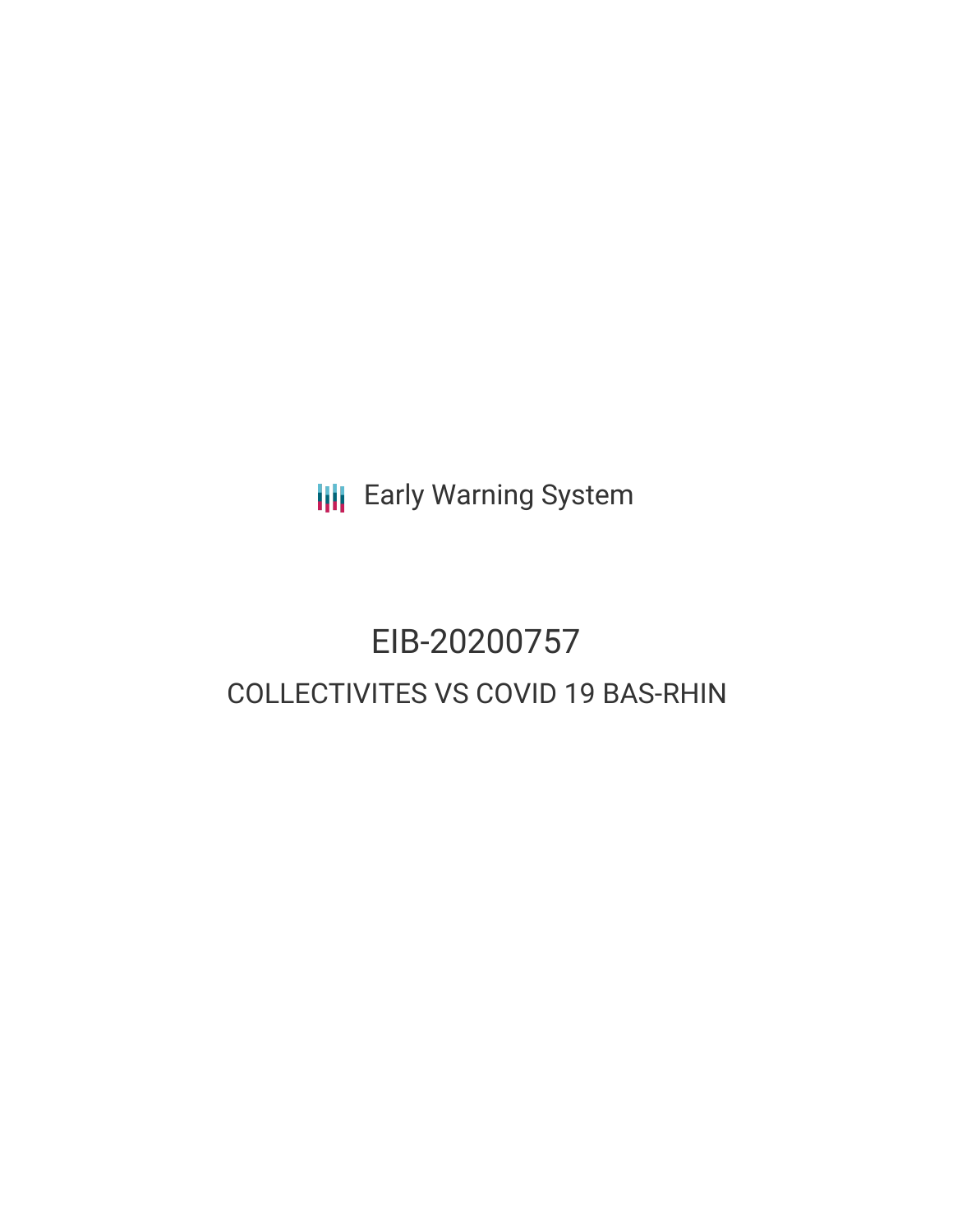Early Warning System

# EIB-20200757

## COLLECTIVITES VS COVID 19 BAS-RHIN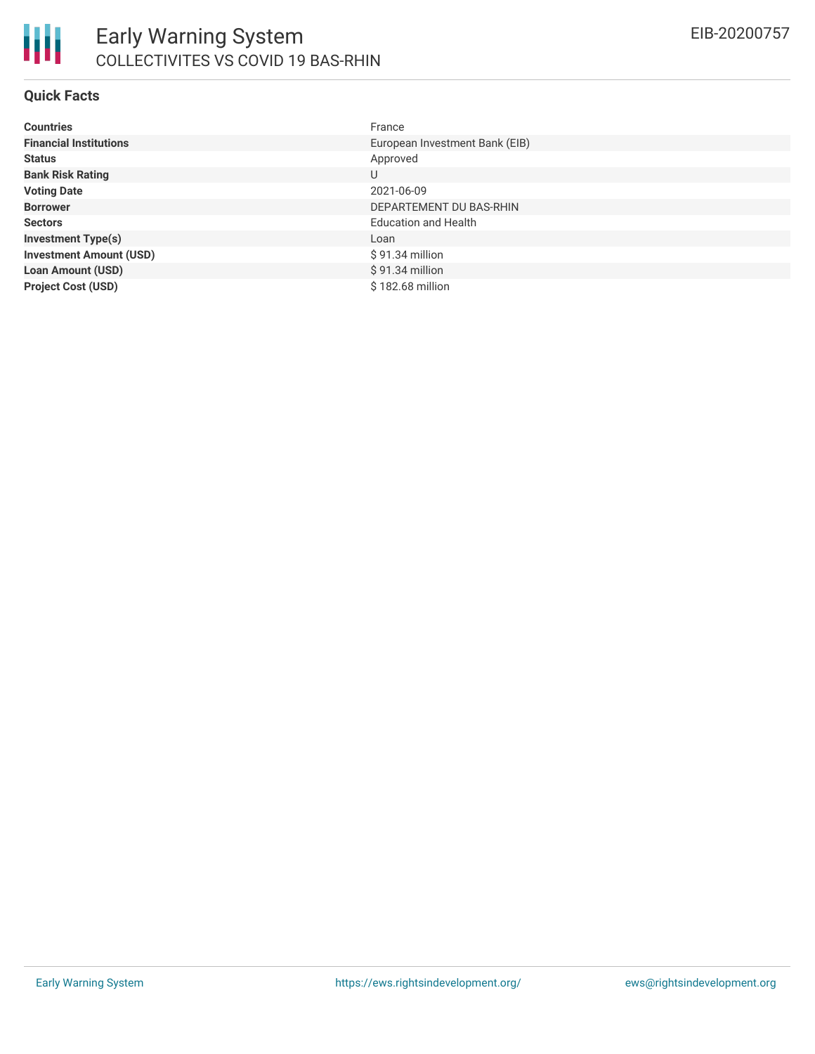# Early Warning System

## COLLECTIVITES VS COVID 19 BAS-RHIN

EIB-20200757

### Quick Facts

| | |
|---|---|
| **Countries** | France |
| **Financial Institutions** | European Investment Bank (EIB) |
| **Status** | Approved |
| **Bank Risk Rating** | U |
| **Voting Date** | 2021-06-09 |
| **Borrower** | DEPARTEMENT DU BAS-RHIN |
| **Sectors** | Education and Health |
| **Investment Type(s)** | Loan |
| **Investment Amount (USD)** | $ 91.34 million |
| **Loan Amount (USD)** | $ 91.34 million |
| **Project Cost (USD)** | $ 182.68 million |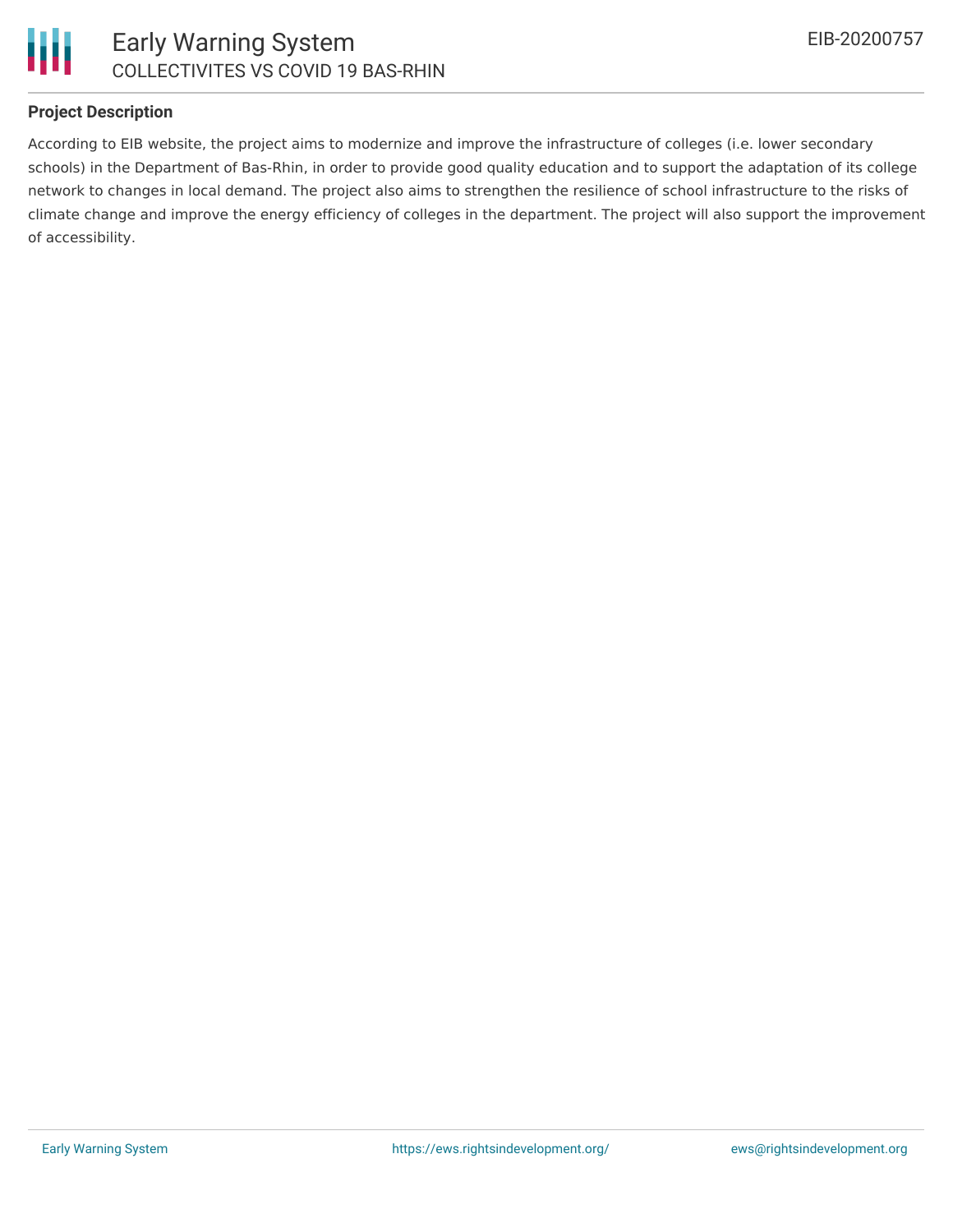### Project Description

According to EIB website, the project aims to modernize and improve the infrastructure of colleges (i.e. lower secondary schools) in the Department of Bas-Rhin, in order to provide good quality education and to support the adaptation of its college network to changes in local demand. The project also aims to strengthen the resilience of school infrastructure to the risks of climate change and improve the energy efficiency of colleges in the department. The project will also support the improvement of accessibility.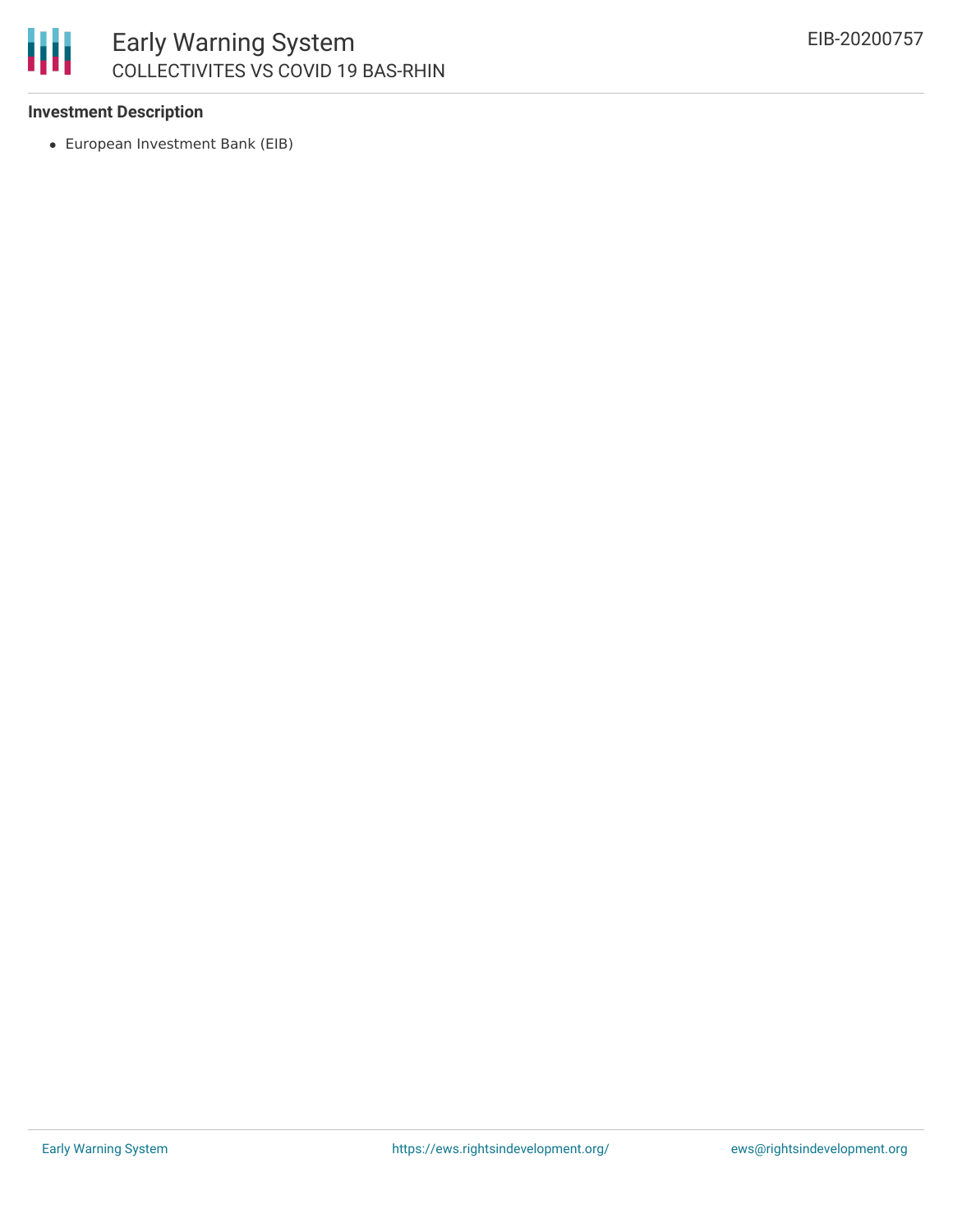**Investment Description**

- European Investment Bank (EIB)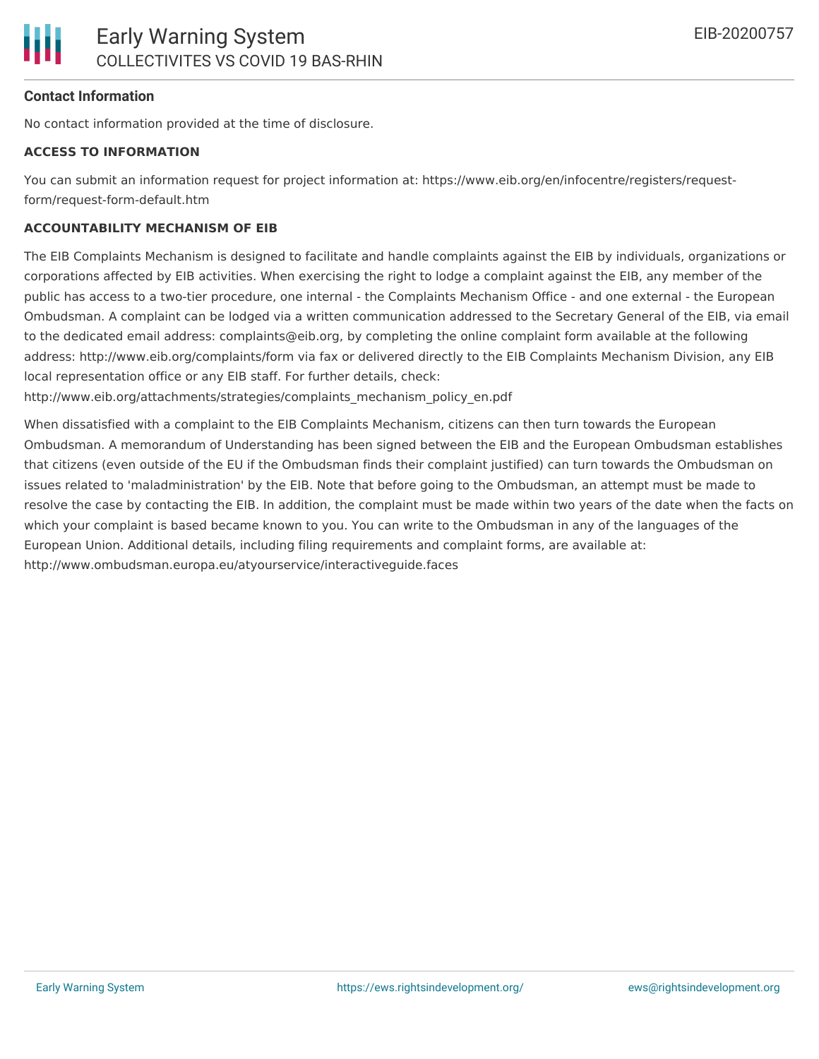### Contact Information

No contact information provided at the time of disclosure.

#### ACCESS TO INFORMATION

You can submit an information request for project information at: https://www.eib.org/en/infocentre/registers/request-form/request-form-default.htm

#### ACCOUNTABILITY MECHANISM OF EIB

The EIB Complaints Mechanism is designed to facilitate and handle complaints against the EIB by individuals, organizations or corporations affected by EIB activities. When exercising the right to lodge a complaint against the EIB, any member of the public has access to a two-tier procedure, one internal - the Complaints Mechanism Office - and one external - the European Ombudsman. A complaint can be lodged via a written communication addressed to the Secretary General of the EIB, via email to the dedicated email address: complaints@eib.org, by completing the online complaint form available at the following address: http://www.eib.org/complaints/form via fax or delivered directly to the EIB Complaints Mechanism Division, any EIB local representation office or any EIB staff. For further details, check: http://www.eib.org/attachments/strategies/complaints_mechanism_policy_en.pdf

When dissatisfied with a complaint to the EIB Complaints Mechanism, citizens can then turn towards the European Ombudsman. A memorandum of Understanding has been signed between the EIB and the European Ombudsman establishes that citizens (even outside of the EU if the Ombudsman finds their complaint justified) can turn towards the Ombudsman on issues related to 'maladministration' by the EIB. Note that before going to the Ombudsman, an attempt must be made to resolve the case by contacting the EIB. In addition, the complaint must be made within two years of the date when the facts on which your complaint is based became known to you. You can write to the Ombudsman in any of the languages of the European Union. Additional details, including filing requirements and complaint forms, are available at: http://www.ombudsman.europa.eu/atyourservice/interactiveguide.faces